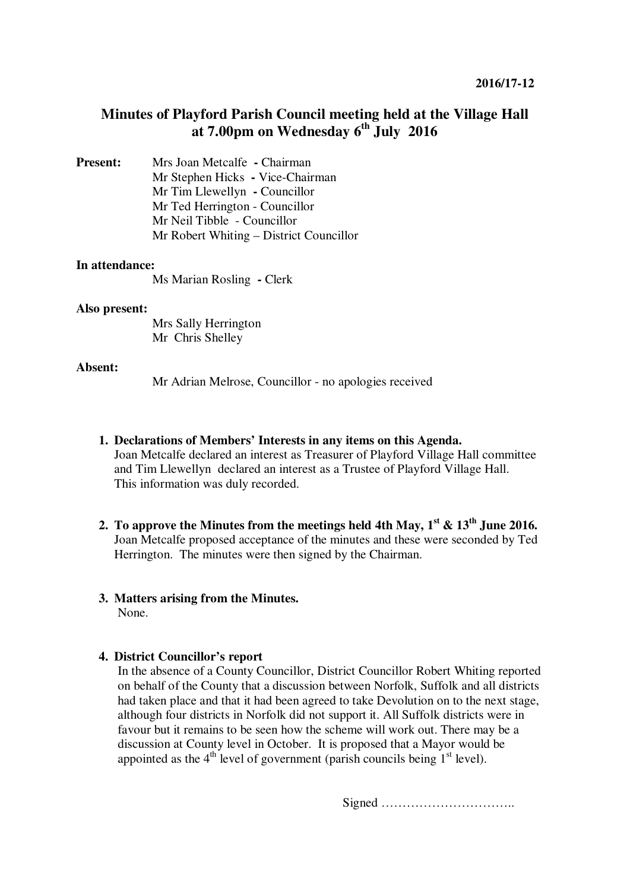2016/17-12

# Minutes of Playford Parish Council meeting held at the Village Hall at 7.00pm on Wednesday 6th July 2016

**Present:**
Mrs Joan Metcalfe - Chairman
Mr Stephen Hicks - Vice-Chairman
Mr Tim Llewellyn - Councillor
Mr Ted Herrington - Councillor
Mr Neil Tibble - Councillor
Mr Robert Whiting – District Councillor

**In attendance:**
Ms Marian Rosling - Clerk

**Also present:**
Mrs Sally Herrington
Mr Chris Shelley

**Absent:**
Mr Adrian Melrose, Councillor - no apologies received

1. **Declarations of Members' Interests in any items on this Agenda.**
   Joan Metcalfe declared an interest as Treasurer of Playford Village Hall committee and Tim Llewellyn declared an interest as a Trustee of Playford Village Hall. This information was duly recorded.

2. **To approve the Minutes from the meetings held 4th May, 1st & 13th June 2016.**
   Joan Metcalfe proposed acceptance of the minutes and these were seconded by Ted Herrington. The minutes were then signed by the Chairman.

3. **Matters arising from the Minutes.**
   None.

4. **District Councillor's report**
   In the absence of a County Councillor, District Councillor Robert Whiting reported on behalf of the County that a discussion between Norfolk, Suffolk and all districts had taken place and that it had been agreed to take Devolution on to the next stage, although four districts in Norfolk did not support it. All Suffolk districts were in favour but it remains to be seen how the scheme will work out. There may be a discussion at County level in October. It is proposed that a Mayor would be appointed as the 4th level of government (parish councils being 1st level).

Signed …………………………..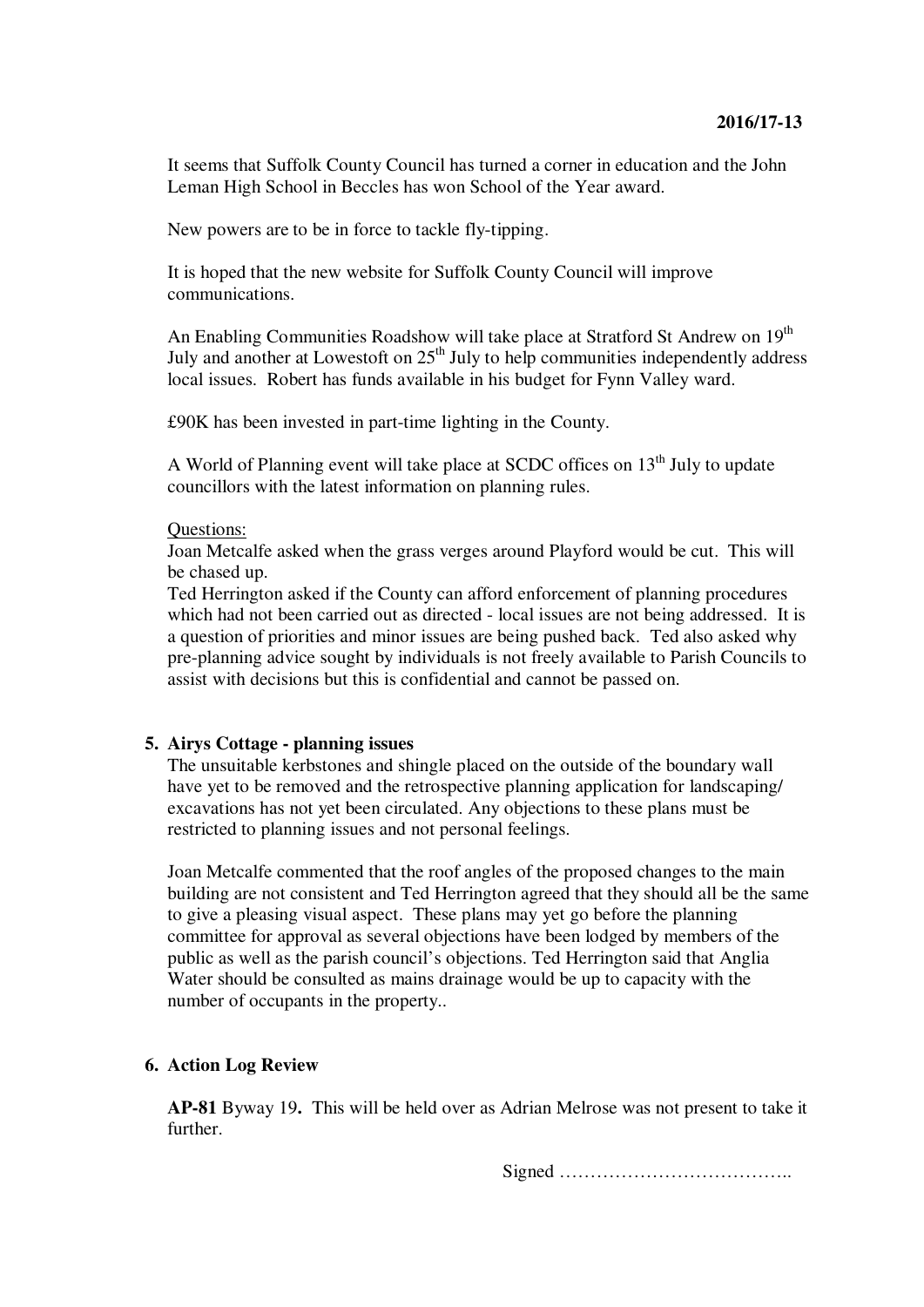It seems that Suffolk County Council has turned a corner in education and the John Leman High School in Beccles has won School of the Year award.

New powers are to be in force to tackle fly-tipping.

It is hoped that the new website for Suffolk County Council will improve communications.

An Enabling Communities Roadshow will take place at Stratford St Andrew on 19th July and another at Lowestoft on 25th July to help communities independently address local issues. Robert has funds available in his budget for Fynn Valley ward.

£90K has been invested in part-time lighting in the County.

A World of Planning event will take place at SCDC offices on 13th July to update councillors with the latest information on planning rules.

Questions:
Joan Metcalfe asked when the grass verges around Playford would be cut. This will be chased up.
Ted Herrington asked if the County can afford enforcement of planning procedures which had not been carried out as directed - local issues are not being addressed. It is a question of priorities and minor issues are being pushed back. Ted also asked why pre-planning advice sought by individuals is not freely available to Parish Councils to assist with decisions but this is confidential and cannot be passed on.

**5. Airys Cottage - planning issues**

The unsuitable kerbstones and shingle placed on the outside of the boundary wall have yet to be removed and the retrospective planning application for landscaping/ excavations has not yet been circulated. Any objections to these plans must be restricted to planning issues and not personal feelings.

Joan Metcalfe commented that the roof angles of the proposed changes to the main building are not consistent and Ted Herrington agreed that they should all be the same to give a pleasing visual aspect. These plans may yet go before the planning committee for approval as several objections have been lodged by members of the public as well as the parish council's objections. Ted Herrington said that Anglia Water should be consulted as mains drainage would be up to capacity with the number of occupants in the property..

**6. Action Log Review**

**AP-81** Byway 19**.** This will be held over as Adrian Melrose was not present to take it further.

Signed ………………………………..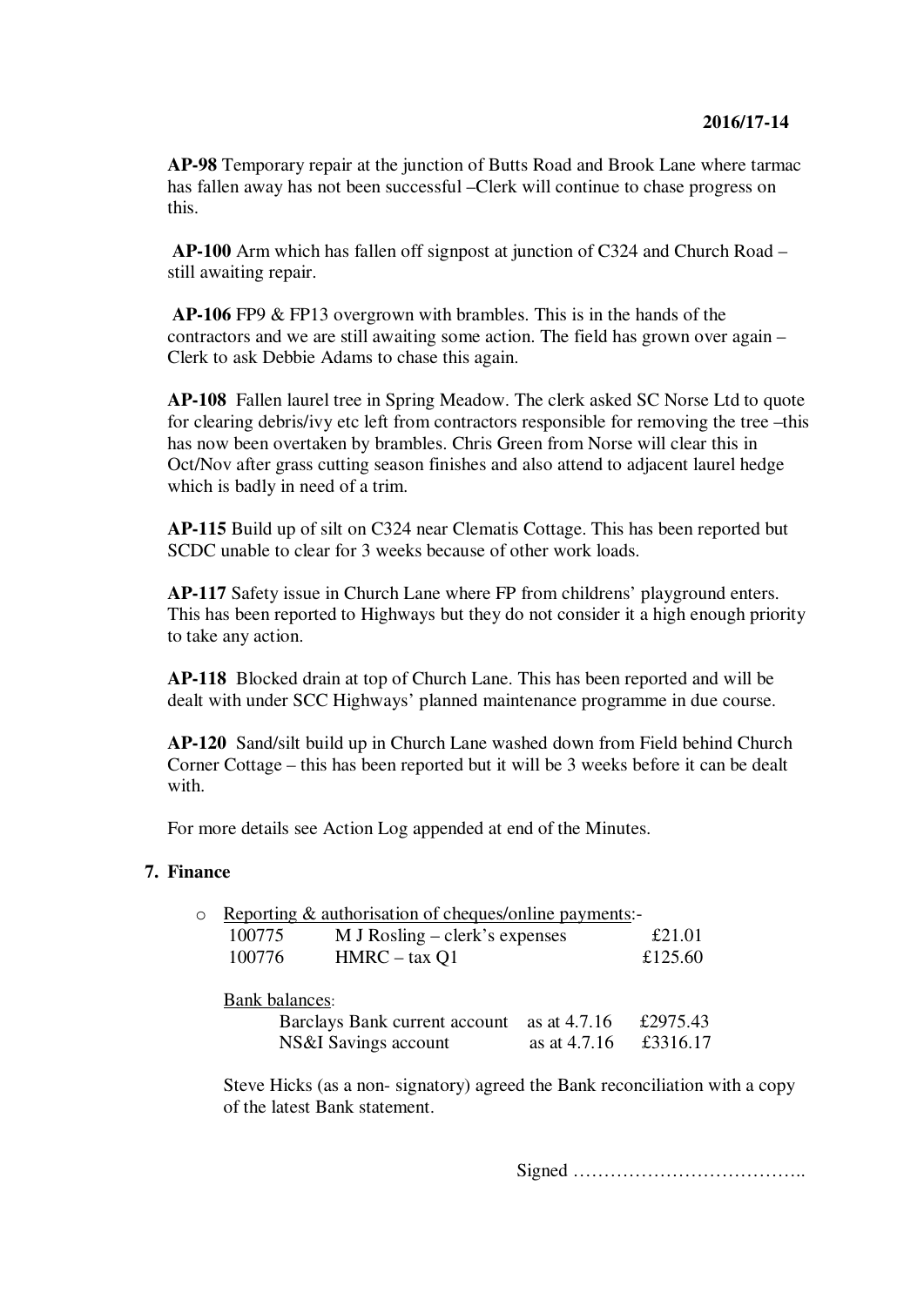**AP-98** Temporary repair at the junction of Butts Road and Brook Lane where tarmac has fallen away has not been successful –Clerk will continue to chase progress on this.

**AP-100** Arm which has fallen off signpost at junction of C324 and Church Road – still awaiting repair.

**AP-106** FP9 & FP13 overgrown with brambles. This is in the hands of the contractors and we are still awaiting some action. The field has grown over again – Clerk to ask Debbie Adams to chase this again.

**AP-108** Fallen laurel tree in Spring Meadow. The clerk asked SC Norse Ltd to quote for clearing debris/ivy etc left from contractors responsible for removing the tree –this has now been overtaken by brambles. Chris Green from Norse will clear this in Oct/Nov after grass cutting season finishes and also attend to adjacent laurel hedge which is badly in need of a trim.

**AP-115** Build up of silt on C324 near Clematis Cottage. This has been reported but SCDC unable to clear for 3 weeks because of other work loads.

**AP-117** Safety issue in Church Lane where FP from childrens' playground enters. This has been reported to Highways but they do not consider it a high enough priority to take any action.

**AP-118** Blocked drain at top of Church Lane. This has been reported and will be dealt with under SCC Highways' planned maintenance programme in due course.

**AP-120** Sand/silt build up in Church Lane washed down from Field behind Church Corner Cottage – this has been reported but it will be 3 weeks before it can be dealt with.

For more details see Action Log appended at end of the Minutes.

## 7. Finance

- Reporting & authorisation of cheques/online payments:-

| | | |
|---|---|---|
| 100775 | M J Rosling – clerk's expenses | £21.01 |
| 100776 | HMRC – tax Q1 | £125.60 |

Bank balances:

| | | |
|---|---|---|
| Barclays Bank current account | as at 4.7.16 | £2975.43 |
| NS&I Savings account | as at 4.7.16 | £3316.17 |

Steve Hicks (as a non- signatory) agreed the Bank reconciliation with a copy of the latest Bank statement.

Signed ………………………………..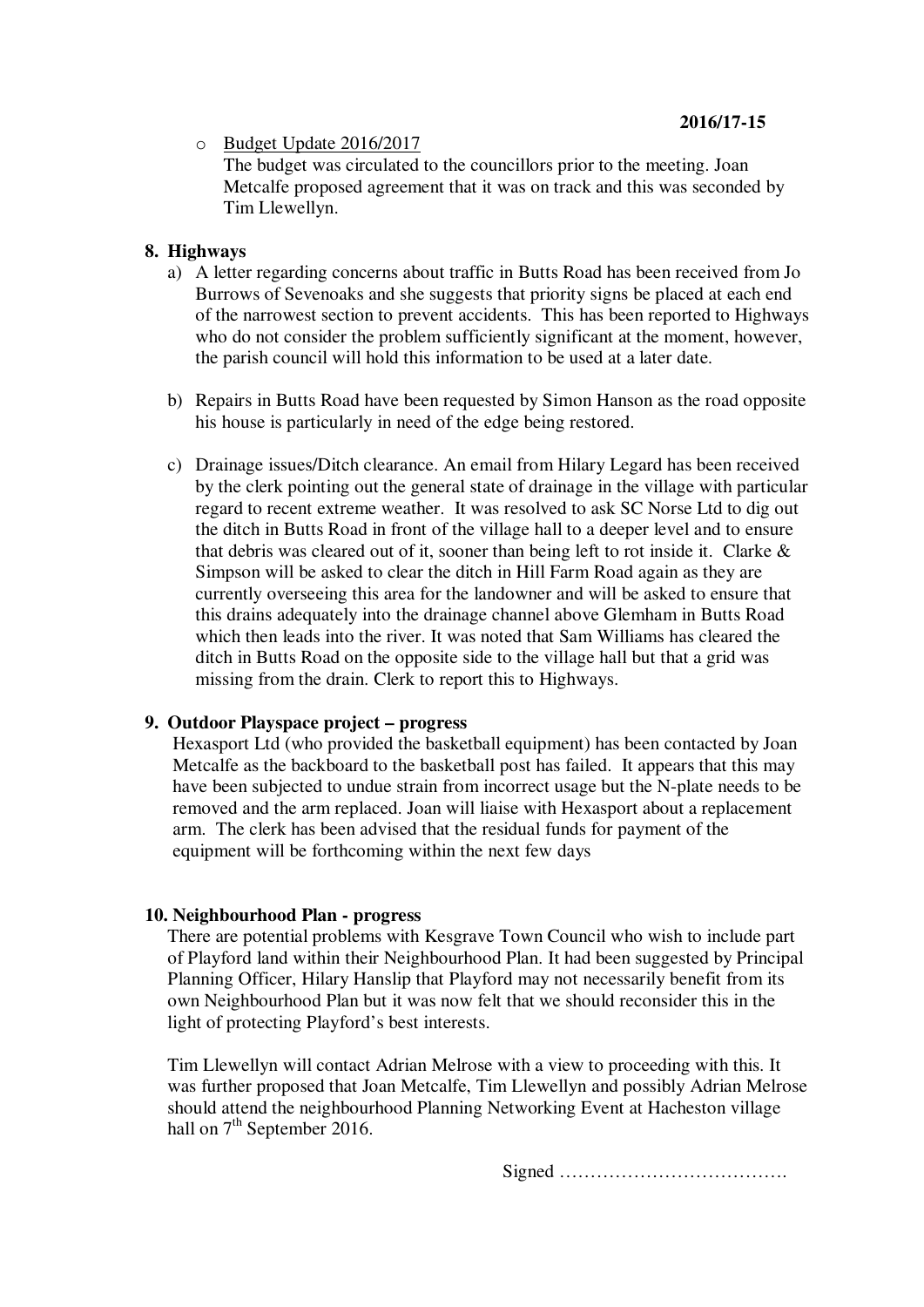- Budget Update 2016/2017
  The budget was circulated to the councillors prior to the meeting. Joan Metcalfe proposed agreement that it was on track and this was seconded by Tim Llewellyn.

**8. Highways**

a) A letter regarding concerns about traffic in Butts Road has been received from Jo Burrows of Sevenoaks and she suggests that priority signs be placed at each end of the narrowest section to prevent accidents. This has been reported to Highways who do not consider the problem sufficiently significant at the moment, however, the parish council will hold this information to be used at a later date.

b) Repairs in Butts Road have been requested by Simon Hanson as the road opposite his house is particularly in need of the edge being restored.

c) Drainage issues/Ditch clearance. An email from Hilary Legard has been received by the clerk pointing out the general state of drainage in the village with particular regard to recent extreme weather. It was resolved to ask SC Norse Ltd to dig out the ditch in Butts Road in front of the village hall to a deeper level and to ensure that debris was cleared out of it, sooner than being left to rot inside it. Clarke & Simpson will be asked to clear the ditch in Hill Farm Road again as they are currently overseeing this area for the landowner and will be asked to ensure that this drains adequately into the drainage channel above Glemham in Butts Road which then leads into the river. It was noted that Sam Williams has cleared the ditch in Butts Road on the opposite side to the village hall but that a grid was missing from the drain. Clerk to report this to Highways.

**9. Outdoor Playspace project – progress**

Hexasport Ltd (who provided the basketball equipment) has been contacted by Joan Metcalfe as the backboard to the basketball post has failed. It appears that this may have been subjected to undue strain from incorrect usage but the N-plate needs to be removed and the arm replaced. Joan will liaise with Hexasport about a replacement arm. The clerk has been advised that the residual funds for payment of the equipment will be forthcoming within the next few days

**10. Neighbourhood Plan - progress**

There are potential problems with Kesgrave Town Council who wish to include part of Playford land within their Neighbourhood Plan. It had been suggested by Principal Planning Officer, Hilary Hanslip that Playford may not necessarily benefit from its own Neighbourhood Plan but it was now felt that we should reconsider this in the light of protecting Playford's best interests.

Tim Llewellyn will contact Adrian Melrose with a view to proceeding with this. It was further proposed that Joan Metcalfe, Tim Llewellyn and possibly Adrian Melrose should attend the neighbourhood Planning Networking Event at Hacheston village hall on 7th September 2016.

Signed ……………………………….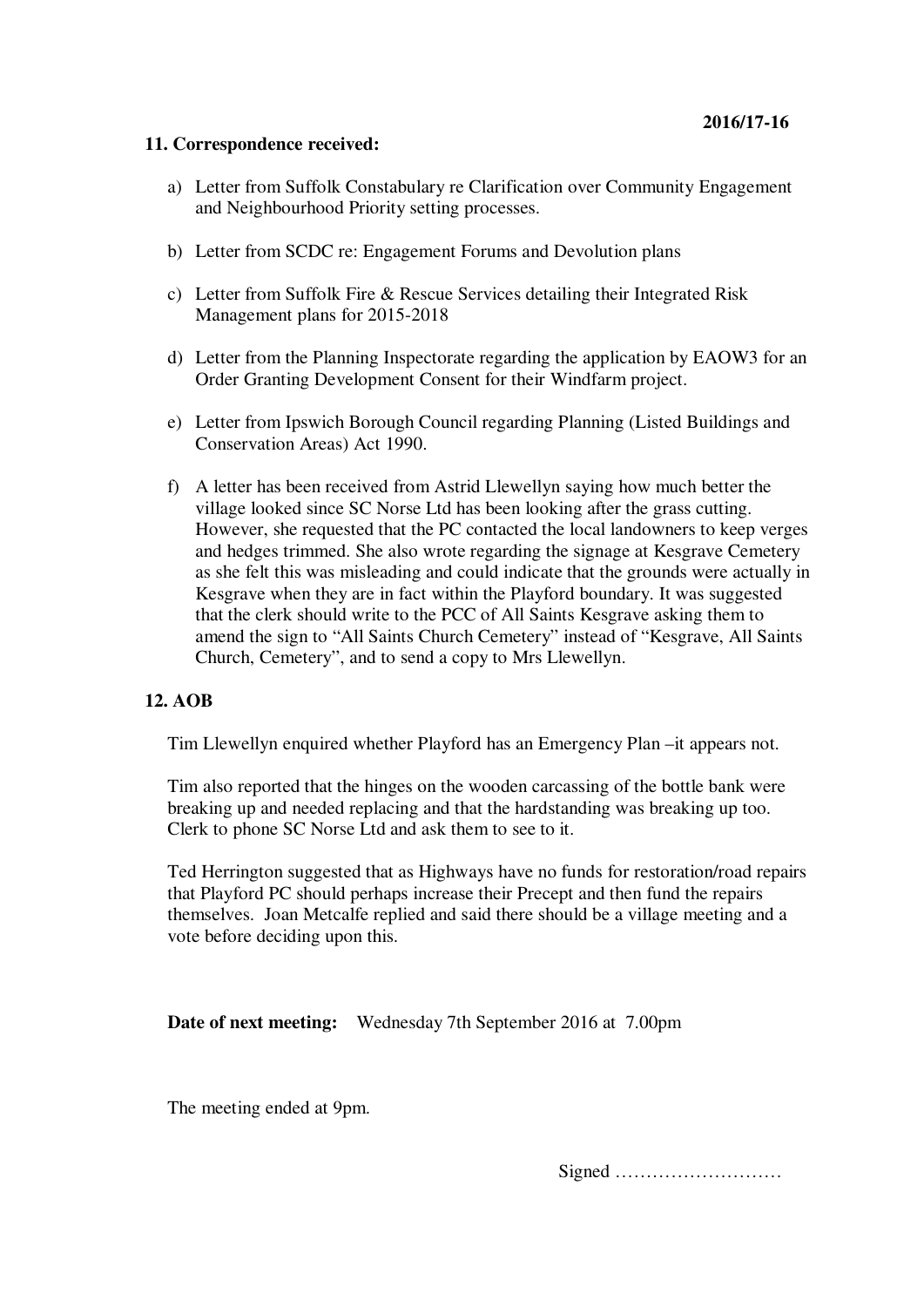**11. Correspondence received:**

a) Letter from Suffolk Constabulary re Clarification over Community Engagement and Neighbourhood Priority setting processes.

b) Letter from SCDC re: Engagement Forums and Devolution plans

c) Letter from Suffolk Fire & Rescue Services detailing their Integrated Risk Management plans for 2015-2018

d) Letter from the Planning Inspectorate regarding the application by EAOW3 for an Order Granting Development Consent for their Windfarm project.

e) Letter from Ipswich Borough Council regarding Planning (Listed Buildings and Conservation Areas) Act 1990.

f) A letter has been received from Astrid Llewellyn saying how much better the village looked since SC Norse Ltd has been looking after the grass cutting. However, she requested that the PC contacted the local landowners to keep verges and hedges trimmed. She also wrote regarding the signage at Kesgrave Cemetery as she felt this was misleading and could indicate that the grounds were actually in Kesgrave when they are in fact within the Playford boundary. It was suggested that the clerk should write to the PCC of All Saints Kesgrave asking them to amend the sign to "All Saints Church Cemetery" instead of "Kesgrave, All Saints Church, Cemetery", and to send a copy to Mrs Llewellyn.

**12. AOB**

Tim Llewellyn enquired whether Playford has an Emergency Plan –it appears not.

Tim also reported that the hinges on the wooden carcassing of the bottle bank were breaking up and needed replacing and that the hardstanding was breaking up too. Clerk to phone SC Norse Ltd and ask them to see to it.

Ted Herrington suggested that as Highways have no funds for restoration/road repairs that Playford PC should perhaps increase their Precept and then fund the repairs themselves. Joan Metcalfe replied and said there should be a village meeting and a vote before deciding upon this.

**Date of next meeting:** Wednesday 7th September 2016 at 7.00pm

The meeting ended at 9pm.

Signed ………………………